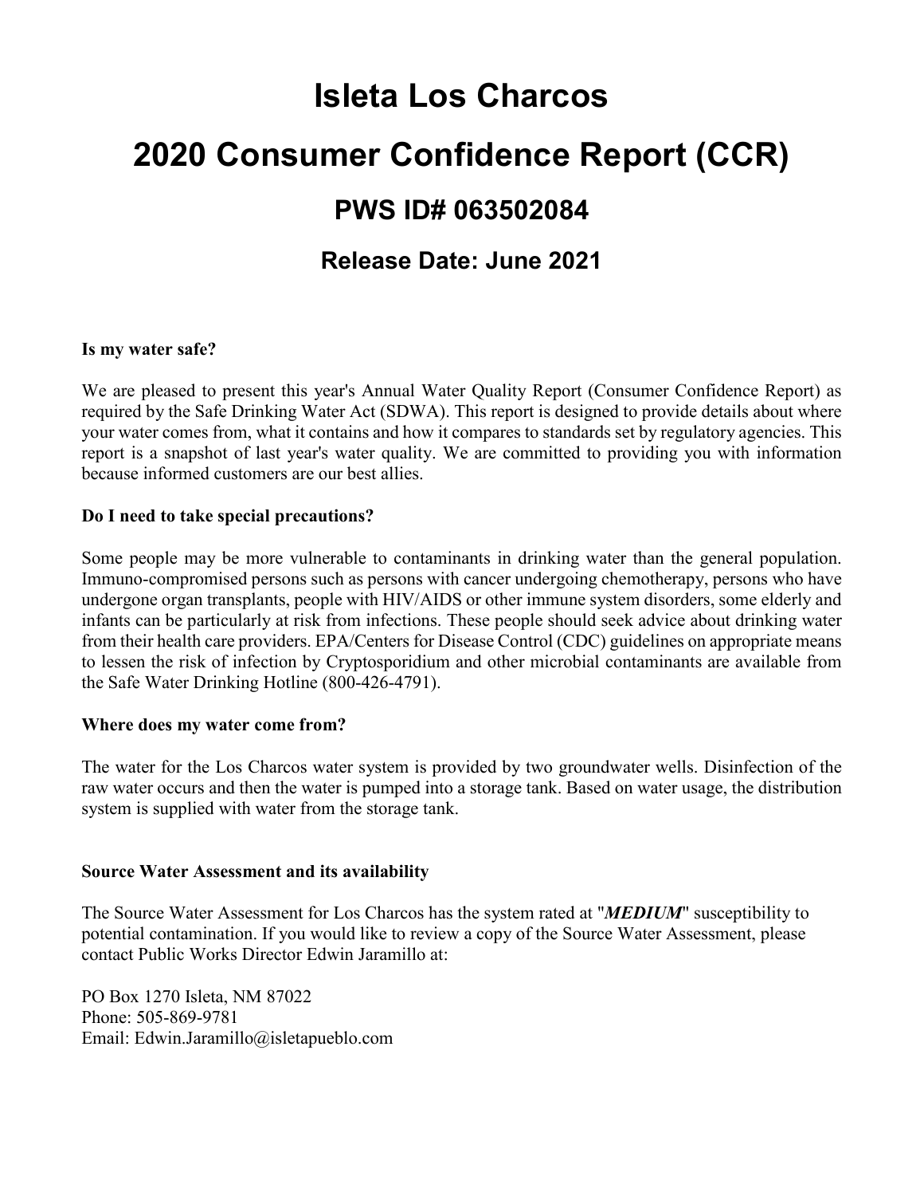# Isleta Los Charcos

# 2020 Consumer Confidence Report (CCR)

## PWS ID# 063502084

## Release Date: June 2021

**Is my water safe?**

We are pleased to present this year's Annual Water Quality Report (Consumer Confidence Report) as required by the Safe Drinking Water Act (SDWA). This report is designed to provide details about where your water comes from, what it contains and how it compares to standards set by regulatory agencies. This report is a snapshot of last year's water quality. We are committed to providing you with information because informed customers are our best allies.

**Do I need to take special precautions?**

Some people may be more vulnerable to contaminants in drinking water than the general population. Immuno-compromised persons such as persons with cancer undergoing chemotherapy, persons who have undergone organ transplants, people with HIV/AIDS or other immune system disorders, some elderly and infants can be particularly at risk from infections. These people should seek advice about drinking water from their health care providers. EPA/Centers for Disease Control (CDC) guidelines on appropriate means to lessen the risk of infection by Cryptosporidium and other microbial contaminants are available from the Safe Water Drinking Hotline (800-426-4791).

**Where does my water come from?**

The water for the Los Charcos water system is provided by two groundwater wells. Disinfection of the raw water occurs and then the water is pumped into a storage tank. Based on water usage, the distribution system is supplied with water from the storage tank.

**Source Water Assessment and its availability**

The Source Water Assessment for Los Charcos has the system rated at "***MEDIUM***" susceptibility to potential contamination. If you would like to review a copy of the Source Water Assessment, please contact Public Works Director Edwin Jaramillo at:

PO Box 1270 Isleta, NM 87022
Phone: 505-869-9781
Email: Edwin.Jaramillo@isletapueblo.com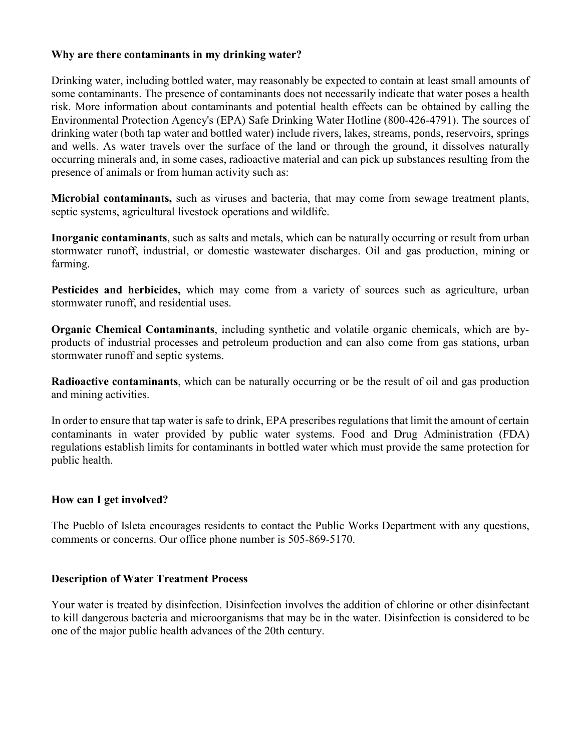**Why are there contaminants in my drinking water?**

Drinking water, including bottled water, may reasonably be expected to contain at least small amounts of some contaminants. The presence of contaminants does not necessarily indicate that water poses a health risk. More information about contaminants and potential health effects can be obtained by calling the Environmental Protection Agency's (EPA) Safe Drinking Water Hotline (800-426-4791). The sources of drinking water (both tap water and bottled water) include rivers, lakes, streams, ponds, reservoirs, springs and wells. As water travels over the surface of the land or through the ground, it dissolves naturally occurring minerals and, in some cases, radioactive material and can pick up substances resulting from the presence of animals or from human activity such as:

**Microbial contaminants,** such as viruses and bacteria, that may come from sewage treatment plants, septic systems, agricultural livestock operations and wildlife.

**Inorganic contaminants**, such as salts and metals, which can be naturally occurring or result from urban stormwater runoff, industrial, or domestic wastewater discharges. Oil and gas production, mining or farming.

**Pesticides and herbicides,** which may come from a variety of sources such as agriculture, urban stormwater runoff, and residential uses.

**Organic Chemical Contaminants**, including synthetic and volatile organic chemicals, which are by-products of industrial processes and petroleum production and can also come from gas stations, urban stormwater runoff and septic systems.

**Radioactive contaminants**, which can be naturally occurring or be the result of oil and gas production and mining activities.

In order to ensure that tap water is safe to drink, EPA prescribes regulations that limit the amount of certain contaminants in water provided by public water systems. Food and Drug Administration (FDA) regulations establish limits for contaminants in bottled water which must provide the same protection for public health.

**How can I get involved?**

The Pueblo of Isleta encourages residents to contact the Public Works Department with any questions, comments or concerns. Our office phone number is 505-869-5170.

**Description of Water Treatment Process**

Your water is treated by disinfection. Disinfection involves the addition of chlorine or other disinfectant to kill dangerous bacteria and microorganisms that may be in the water. Disinfection is considered to be one of the major public health advances of the 20th century.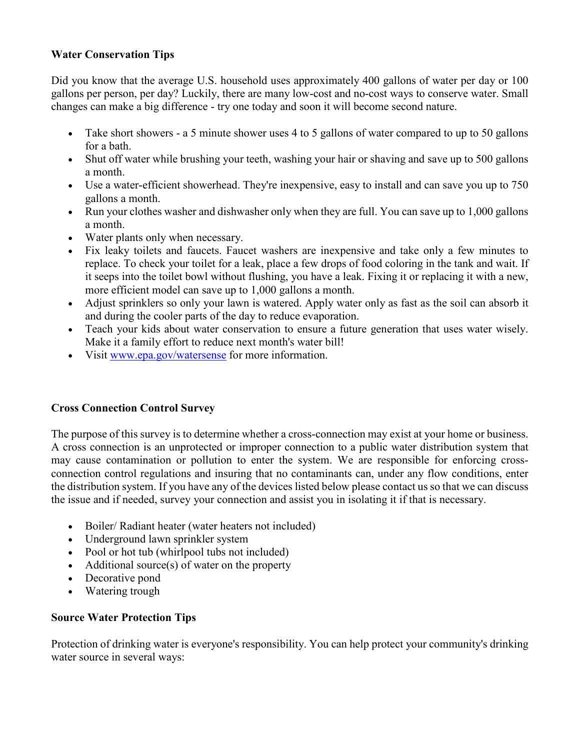**Water Conservation Tips**

Did you know that the average U.S. household uses approximately 400 gallons of water per day or 100 gallons per person, per day? Luckily, there are many low-cost and no-cost ways to conserve water. Small changes can make a big difference - try one today and soon it will become second nature.

- Take short showers - a 5 minute shower uses 4 to 5 gallons of water compared to up to 50 gallons for a bath.
- Shut off water while brushing your teeth, washing your hair or shaving and save up to 500 gallons a month.
- Use a water-efficient showerhead. They're inexpensive, easy to install and can save you up to 750 gallons a month.
- Run your clothes washer and dishwasher only when they are full. You can save up to 1,000 gallons a month.
- Water plants only when necessary.
- Fix leaky toilets and faucets. Faucet washers are inexpensive and take only a few minutes to replace. To check your toilet for a leak, place a few drops of food coloring in the tank and wait. If it seeps into the toilet bowl without flushing, you have a leak. Fixing it or replacing it with a new, more efficient model can save up to 1,000 gallons a month.
- Adjust sprinklers so only your lawn is watered. Apply water only as fast as the soil can absorb it and during the cooler parts of the day to reduce evaporation.
- Teach your kids about water conservation to ensure a future generation that uses water wisely. Make it a family effort to reduce next month's water bill!
- Visit [www.epa.gov/watersense](http://www.epa.gov/watersense) for more information.

**Cross Connection Control Survey**

The purpose of this survey is to determine whether a cross-connection may exist at your home or business. A cross connection is an unprotected or improper connection to a public water distribution system that may cause contamination or pollution to enter the system. We are responsible for enforcing cross-connection control regulations and insuring that no contaminants can, under any flow conditions, enter the distribution system. If you have any of the devices listed below please contact us so that we can discuss the issue and if needed, survey your connection and assist you in isolating it if that is necessary.

- Boiler/ Radiant heater (water heaters not included)
- Underground lawn sprinkler system
- Pool or hot tub (whirlpool tubs not included)
- Additional source(s) of water on the property
- Decorative pond
- Watering trough

**Source Water Protection Tips**

Protection of drinking water is everyone's responsibility. You can help protect your community's drinking water source in several ways: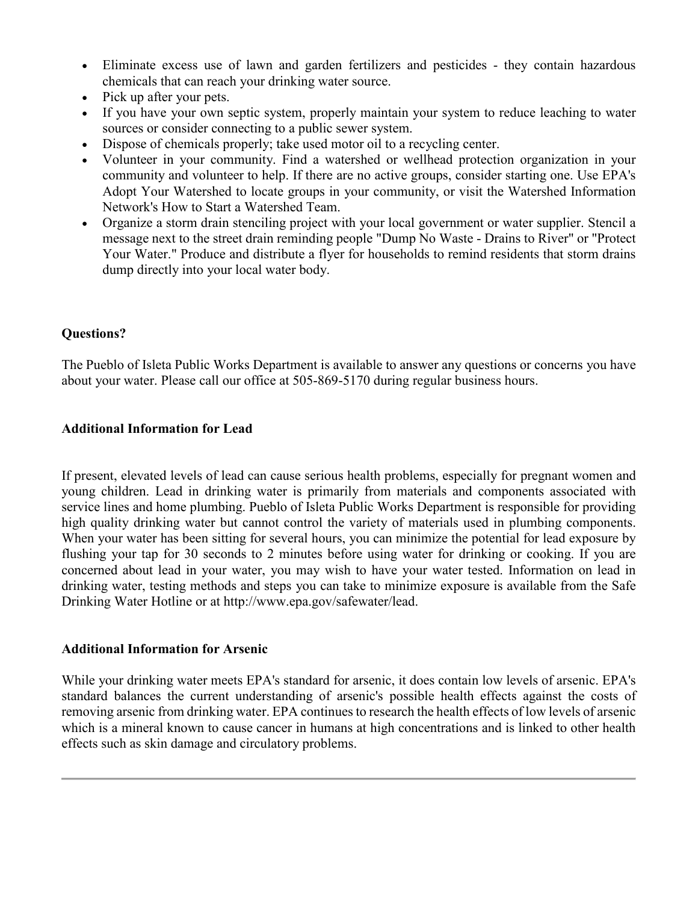- Eliminate excess use of lawn and garden fertilizers and pesticides - they contain hazardous chemicals that can reach your drinking water source.
- Pick up after your pets.
- If you have your own septic system, properly maintain your system to reduce leaching to water sources or consider connecting to a public sewer system.
- Dispose of chemicals properly; take used motor oil to a recycling center.
- Volunteer in your community. Find a watershed or wellhead protection organization in your community and volunteer to help. If there are no active groups, consider starting one. Use EPA's Adopt Your Watershed to locate groups in your community, or visit the Watershed Information Network's How to Start a Watershed Team.
- Organize a storm drain stenciling project with your local government or water supplier. Stencil a message next to the street drain reminding people "Dump No Waste - Drains to River" or "Protect Your Water." Produce and distribute a flyer for households to remind residents that storm drains dump directly into your local water body.

**Questions?**

The Pueblo of Isleta Public Works Department is available to answer any questions or concerns you have about your water. Please call our office at 505-869-5170 during regular business hours.

**Additional Information for Lead**

If present, elevated levels of lead can cause serious health problems, especially for pregnant women and young children. Lead in drinking water is primarily from materials and components associated with service lines and home plumbing. Pueblo of Isleta Public Works Department is responsible for providing high quality drinking water but cannot control the variety of materials used in plumbing components. When your water has been sitting for several hours, you can minimize the potential for lead exposure by flushing your tap for 30 seconds to 2 minutes before using water for drinking or cooking. If you are concerned about lead in your water, you may wish to have your water tested. Information on lead in drinking water, testing methods and steps you can take to minimize exposure is available from the Safe Drinking Water Hotline or at http://www.epa.gov/safewater/lead.

**Additional Information for Arsenic**

While your drinking water meets EPA's standard for arsenic, it does contain low levels of arsenic. EPA's standard balances the current understanding of arsenic's possible health effects against the costs of removing arsenic from drinking water. EPA continues to research the health effects of low levels of arsenic which is a mineral known to cause cancer in humans at high concentrations and is linked to other health effects such as skin damage and circulatory problems.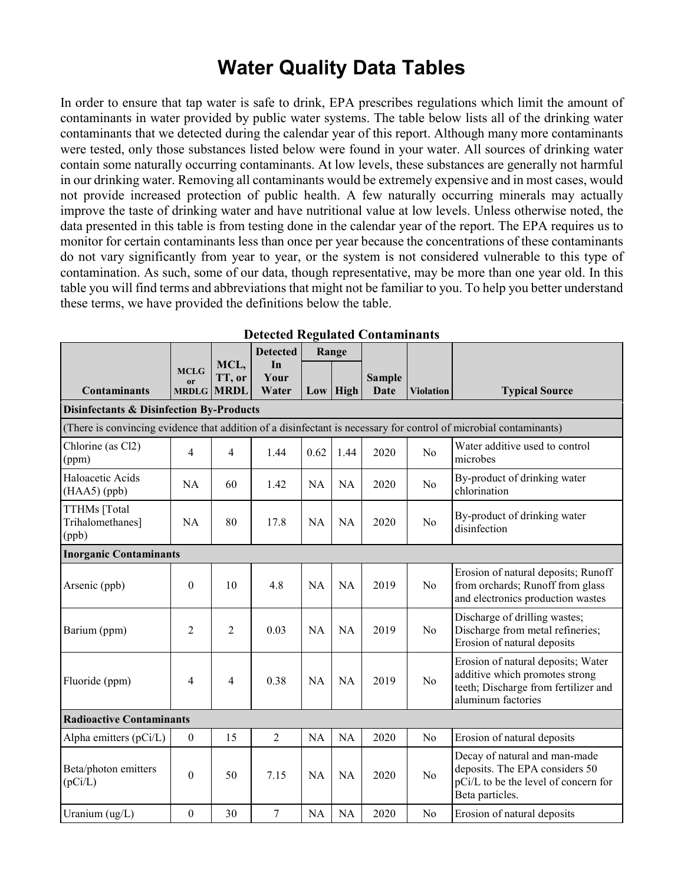# Water Quality Data Tables

In order to ensure that tap water is safe to drink, EPA prescribes regulations which limit the amount of contaminants in water provided by public water systems. The table below lists all of the drinking water contaminants that we detected during the calendar year of this report. Although many more contaminants were tested, only those substances listed below were found in your water. All sources of drinking water contain some naturally occurring contaminants. At low levels, these substances are generally not harmful in our drinking water. Removing all contaminants would be extremely expensive and in most cases, would not provide increased protection of public health. A few naturally occurring minerals may actually improve the taste of drinking water and have nutritional value at low levels. Unless otherwise noted, the data presented in this table is from testing done in the calendar year of the report. The EPA requires us to monitor for certain contaminants less than once per year because the concentrations of these contaminants do not vary significantly from year to year, or the system is not considered vulnerable to this type of contamination. As such, some of our data, though representative, may be more than one year old. In this table you will find terms and abbreviations that might not be familiar to you. To help you better understand these terms, we have provided the definitions below the table.

**Detected Regulated Contaminants**

| Contaminants | MCLG or MRDLG | MCL, TT, or MRDL | Detected In Your Water | Range | | Sample Date | Violation | Typical Source |
|---|---|---|---|---|---|---|---|---|
| | | | | Low | High | | | |
| **Disinfectants & Disinfection By-Products** | | | | | | | | |
| (There is convincing evidence that addition of a disinfectant is necessary for control of microbial contaminants) | | | | | | | | |
| Chlorine (as Cl2) (ppm) | 4 | 4 | 1.44 | 0.62 | 1.44 | 2020 | No | Water additive used to control microbes |
| Haloacetic Acids (HAA5) (ppb) | NA | 60 | 1.42 | NA | NA | 2020 | No | By-product of drinking water chlorination |
| TTHMs [Total Trihalomethanes] (ppb) | NA | 80 | 17.8 | NA | NA | 2020 | No | By-product of drinking water disinfection |
| **Inorganic Contaminants** | | | | | | | | |
| Arsenic (ppb) | 0 | 10 | 4.8 | NA | NA | 2019 | No | Erosion of natural deposits; Runoff from orchards; Runoff from glass and electronics production wastes |
| Barium (ppm) | 2 | 2 | 0.03 | NA | NA | 2019 | No | Discharge of drilling wastes; Discharge from metal refineries; Erosion of natural deposits |
| Fluoride (ppm) | 4 | 4 | 0.38 | NA | NA | 2019 | No | Erosion of natural deposits; Water additive which promotes strong teeth; Discharge from fertilizer and aluminum factories |
| **Radioactive Contaminants** | | | | | | | | |
| Alpha emitters (pCi/L) | 0 | 15 | 2 | NA | NA | 2020 | No | Erosion of natural deposits |
| Beta/photon emitters (pCi/L) | 0 | 50 | 7.15 | NA | NA | 2020 | No | Decay of natural and man-made deposits. The EPA considers 50 pCi/L to be the level of concern for Beta particles. |
| Uranium (ug/L) | 0 | 30 | 7 | NA | NA | 2020 | No | Erosion of natural deposits |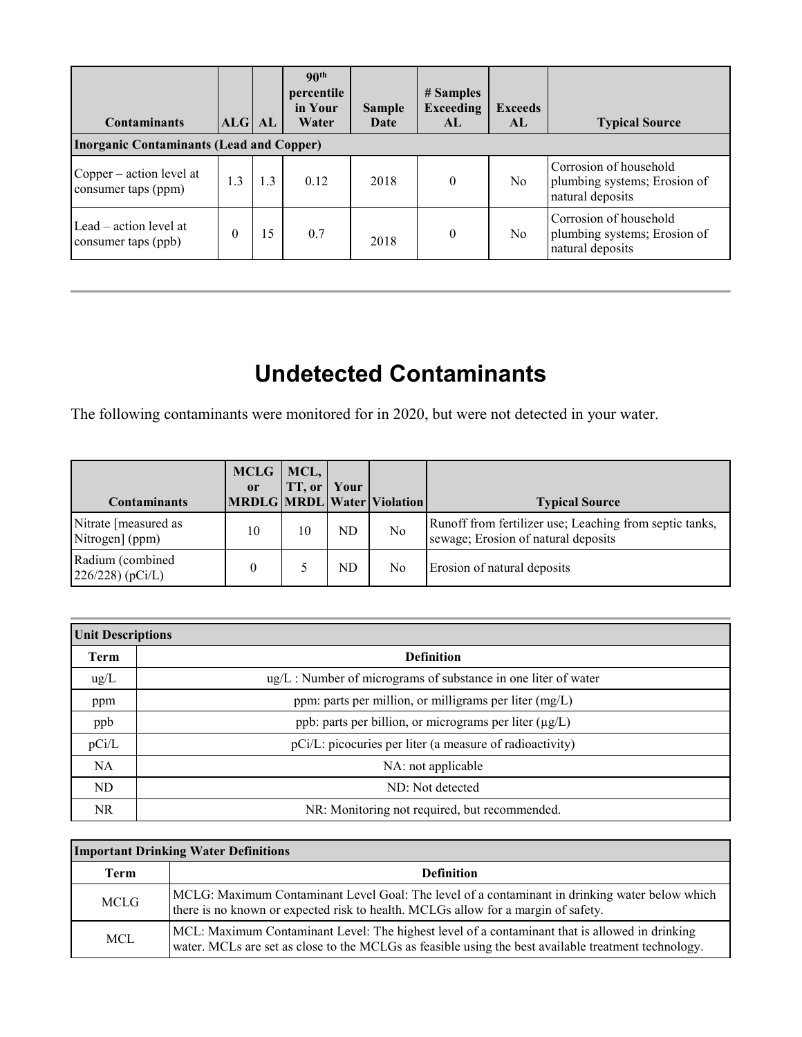| Contaminants | ALG | AL | 90th percentile in Your Water | Sample Date | # Samples Exceeding AL | Exceeds AL | Typical Source |
|---|---|---|---|---|---|---|---|
| **Inorganic Contaminants (Lead and Copper)** | | | | | | | |
| Copper – action level at consumer taps (ppm) | 1.3 | 1.3 | 0.12 | 2018 | 0 | No | Corrosion of household plumbing systems; Erosion of natural deposits |
| Lead – action level at consumer taps (ppb) | 0 | 15 | 0.7 | 2018 | 0 | No | Corrosion of household plumbing systems; Erosion of natural deposits |

## Undetected Contaminants

The following contaminants were monitored for in 2020, but were not detected in your water.

| Contaminants | MCLG or MRDLG | MCL, TT, or MRDL | Your Water | Violation | Typical Source |
|---|---|---|---|---|---|
| Nitrate [measured as Nitrogen] (ppm) | 10 | 10 | ND | No | Runoff from fertilizer use; Leaching from septic tanks, sewage; Erosion of natural deposits |
| Radium (combined 226/228) (pCi/L) | 0 | 5 | ND | No | Erosion of natural deposits |

| Unit Descriptions | |
|---|---|
| **Term** | **Definition** |
| ug/L | ug/L : Number of micrograms of substance in one liter of water |
| ppm | ppm: parts per million, or milligrams per liter (mg/L) |
| ppb | ppb: parts per billion, or micrograms per liter (µg/L) |
| pCi/L | pCi/L: picocuries per liter (a measure of radioactivity) |
| NA | NA: not applicable |
| ND | ND: Not detected |
| NR | NR: Monitoring not required, but recommended. |

| Important Drinking Water Definitions | |
|---|---|
| **Term** | **Definition** |
| MCLG | MCLG: Maximum Contaminant Level Goal: The level of a contaminant in drinking water below which there is no known or expected risk to health. MCLGs allow for a margin of safety. |
| MCL | MCL: Maximum Contaminant Level: The highest level of a contaminant that is allowed in drinking water. MCLs are set as close to the MCLGs as feasible using the best available treatment technology. |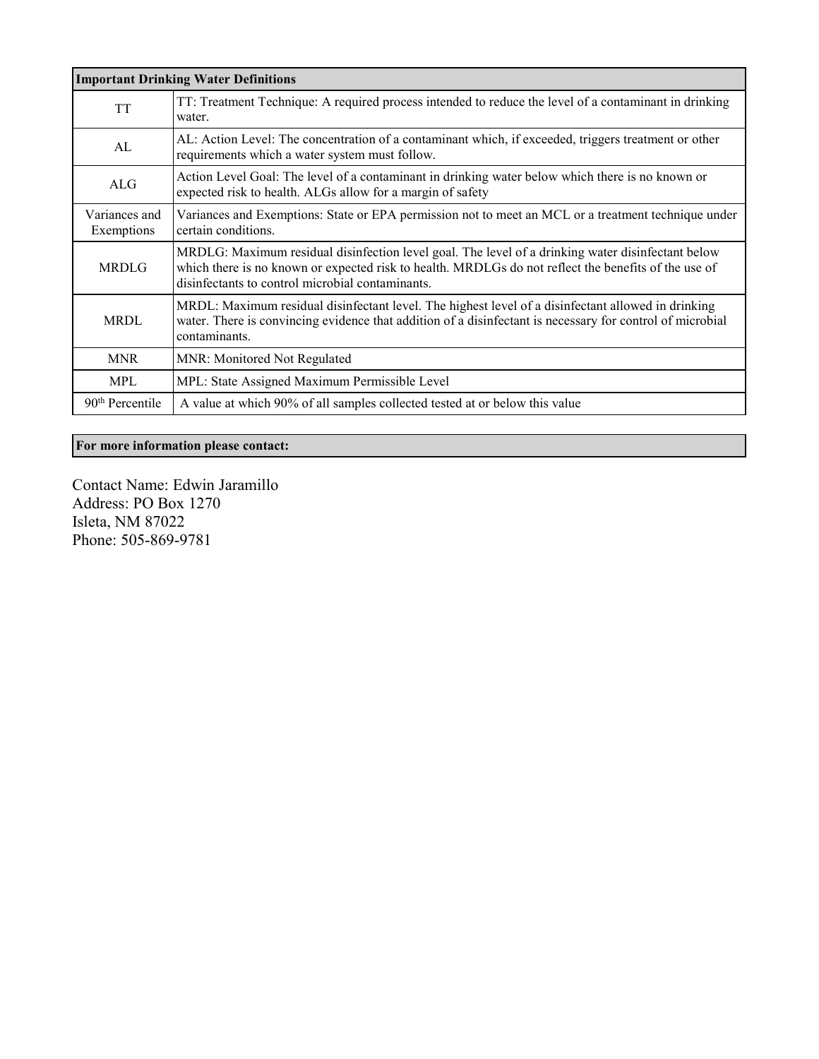| Important Drinking Water Definitions | |
|---|---|
| TT | TT: Treatment Technique: A required process intended to reduce the level of a contaminant in drinking water. |
| AL | AL: Action Level: The concentration of a contaminant which, if exceeded, triggers treatment or other requirements which a water system must follow. |
| ALG | Action Level Goal: The level of a contaminant in drinking water below which there is no known or expected risk to health. ALGs allow for a margin of safety |
| Variances and Exemptions | Variances and Exemptions: State or EPA permission not to meet an MCL or a treatment technique under certain conditions. |
| MRDLG | MRDLG: Maximum residual disinfection level goal. The level of a drinking water disinfectant below which there is no known or expected risk to health. MRDLGs do not reflect the benefits of the use of disinfectants to control microbial contaminants. |
| MRDL | MRDL: Maximum residual disinfectant level. The highest level of a disinfectant allowed in drinking water. There is convincing evidence that addition of a disinfectant is necessary for control of microbial contaminants. |
| MNR | MNR: Monitored Not Regulated |
| MPL | MPL: State Assigned Maximum Permissible Level |
| 90th Percentile | A value at which 90% of all samples collected tested at or below this value |

**For more information please contact:**

Contact Name: Edwin Jaramillo
Address: PO Box 1270
Isleta, NM 87022
Phone: 505-869-9781